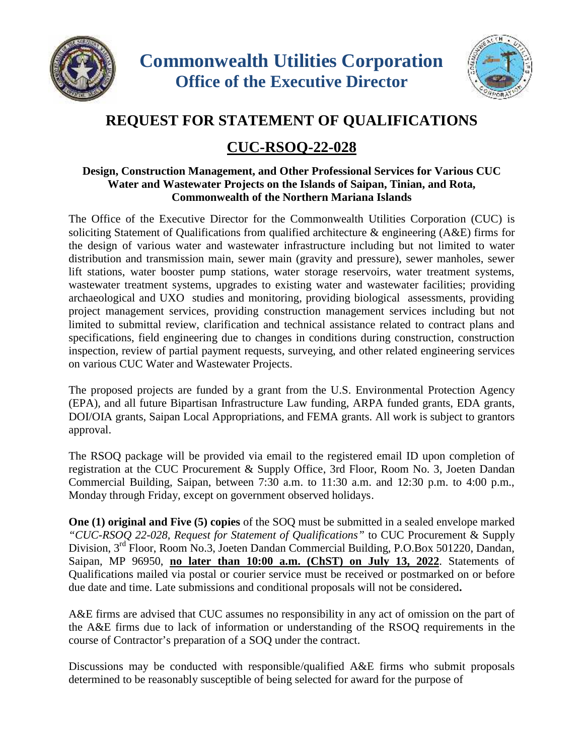# Commonwealth Utilities Corporation
## Office of the Executive Director

# REQUEST FOR STATEMENT OF QUALIFICATIONS

## CUC-RSOQ-22-028

**Design, Construction Management, and Other Professional Services for Various CUC Water and Wastewater Projects on the Islands of Saipan, Tinian, and Rota, Commonwealth of the Northern Mariana Islands**

The Office of the Executive Director for the Commonwealth Utilities Corporation (CUC) is soliciting Statement of Qualifications from qualified architecture & engineering (A&E) firms for the design of various water and wastewater infrastructure including but not limited to water distribution and transmission main, sewer main (gravity and pressure), sewer manholes, sewer lift stations, water booster pump stations, water storage reservoirs, water treatment systems, wastewater treatment systems, upgrades to existing water and wastewater facilities; providing archaeological and UXO studies and monitoring, providing biological assessments, providing project management services, providing construction management services including but not limited to submittal review, clarification and technical assistance related to contract plans and specifications, field engineering due to changes in conditions during construction, construction inspection, review of partial payment requests, surveying, and other related engineering services on various CUC Water and Wastewater Projects.

The proposed projects are funded by a grant from the U.S. Environmental Protection Agency (EPA), and all future Bipartisan Infrastructure Law funding, ARPA funded grants, EDA grants, DOI/OIA grants, Saipan Local Appropriations, and FEMA grants. All work is subject to grantors approval.

The RSOQ package will be provided via email to the registered email ID upon completion of registration at the CUC Procurement & Supply Office, 3rd Floor, Room No. 3, Joeten Dandan Commercial Building, Saipan, between 7:30 a.m. to 11:30 a.m. and 12:30 p.m. to 4:00 p.m., Monday through Friday, except on government observed holidays.

**One (1) original and Five (5) copies** of the SOQ must be submitted in a sealed envelope marked *"CUC-RSOQ 22-028, Request for Statement of Qualifications"* to CUC Procurement & Supply Division, 3rd Floor, Room No.3, Joeten Dandan Commercial Building, P.O.Box 501220, Dandan, Saipan, MP 96950, **no later than 10:00 a.m. (ChST) on July 13, 2022**. Statements of Qualifications mailed via postal or courier service must be received or postmarked on or before due date and time. Late submissions and conditional proposals will not be considered**.**

A&E firms are advised that CUC assumes no responsibility in any act of omission on the part of the A&E firms due to lack of information or understanding of the RSOQ requirements in the course of Contractor's preparation of a SOQ under the contract.

Discussions may be conducted with responsible/qualified A&E firms who submit proposals determined to be reasonably susceptible of being selected for award for the purpose of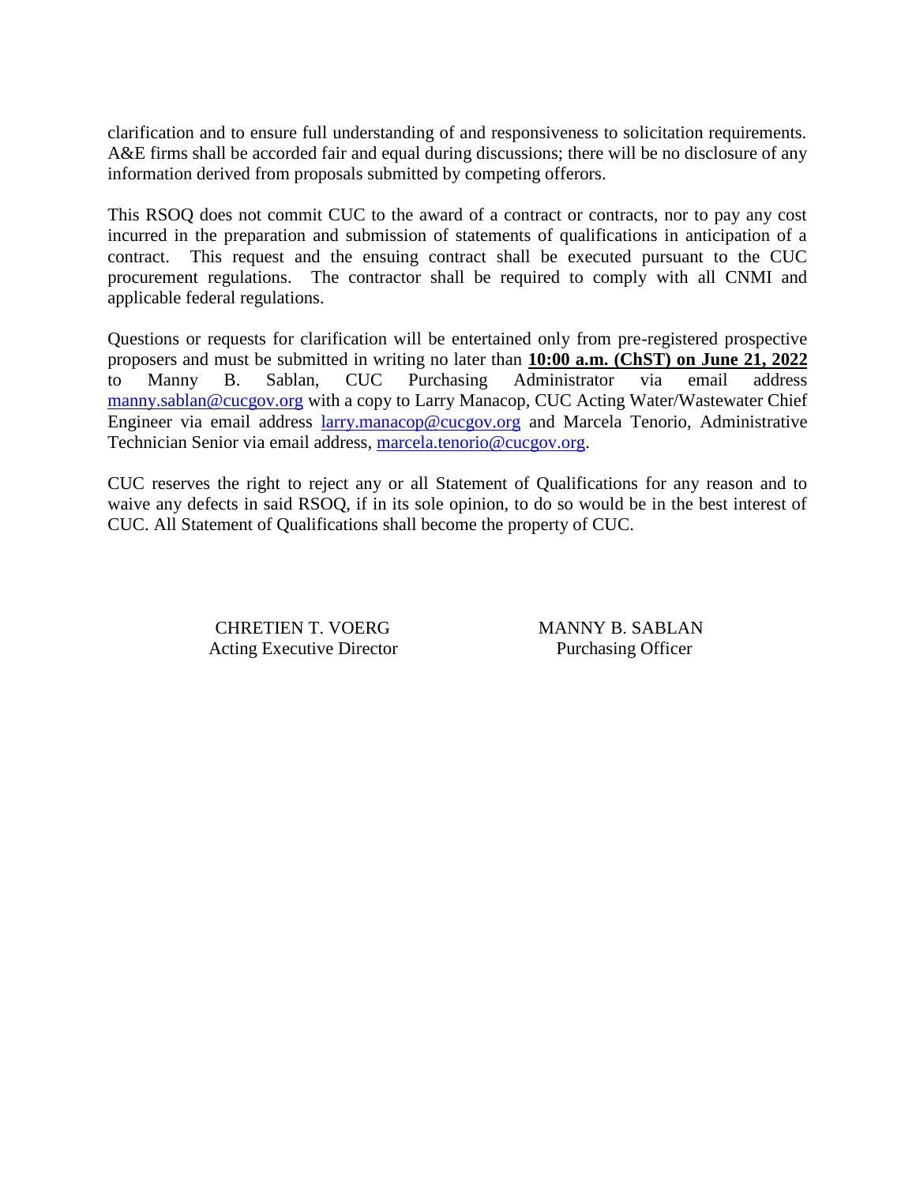clarification and to ensure full understanding of and responsiveness to solicitation requirements. A&E firms shall be accorded fair and equal during discussions; there will be no disclosure of any information derived from proposals submitted by competing offerors.

This RSOQ does not commit CUC to the award of a contract or contracts, nor to pay any cost incurred in the preparation and submission of statements of qualifications in anticipation of a contract. This request and the ensuing contract shall be executed pursuant to the CUC procurement regulations. The contractor shall be required to comply with all CNMI and applicable federal regulations.

Questions or requests for clarification will be entertained only from pre-registered prospective proposers and must be submitted in writing no later than **10:00 a.m. (ChST) on June 21, 2022** to Manny B. Sablan, CUC Purchasing Administrator via email address manny.sablan@cucgov.org with a copy to Larry Manacop, CUC Acting Water/Wastewater Chief Engineer via email address larry.manacop@cucgov.org and Marcela Tenorio, Administrative Technician Senior via email address, marcela.tenorio@cucgov.org.

CUC reserves the right to reject any or all Statement of Qualifications for any reason and to waive any defects in said RSOQ, if in its sole opinion, to do so would be in the best interest of CUC. All Statement of Qualifications shall become the property of CUC.

CHRETIEN T. VOERG
Acting Executive Director

MANNY B. SABLAN
Purchasing Officer